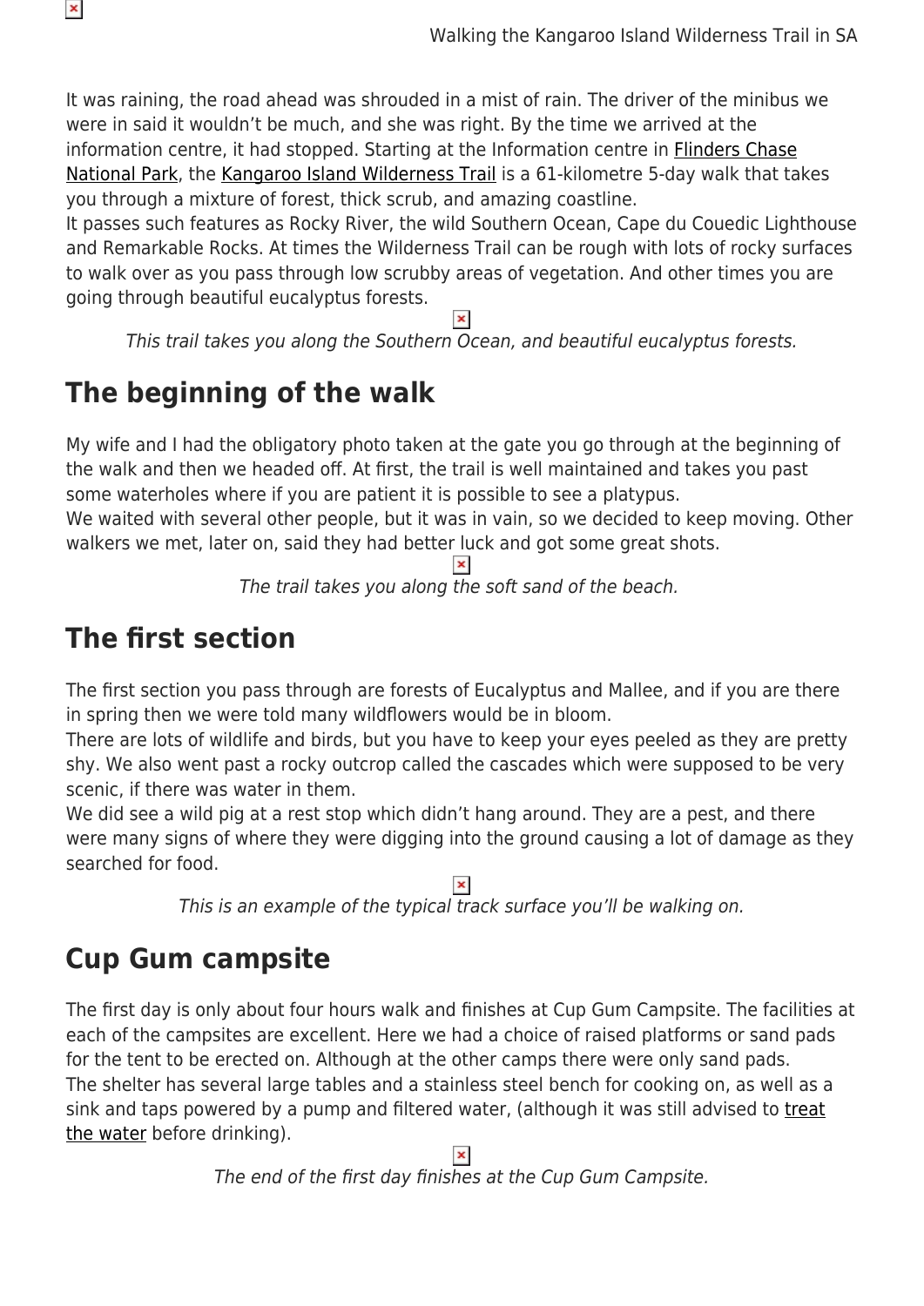It was raining, the road ahead was shrouded in a mist of rain. The driver of the minibus we were in said it wouldn't be much, and she was right. By the time we arrived at the information centre, it had stopped. Starting at the Information centre in Flinders Chase National Park, the Kangaroo Island Wilderness Trail is a 61-kilometre 5-day walk that takes you through a mixture of forest, thick scrub, and amazing coastline.
It passes such features as Rocky River, the wild Southern Ocean, Cape du Couedic Lighthouse and Remarkable Rocks. At times the Wilderness Trail can be rough with lots of rocky surfaces to walk over as you pass through low scrubby areas of vegetation. And other times you are going through beautiful eucalyptus forests.

*This trail takes you along the Southern Ocean, and beautiful eucalyptus forests.*

## The beginning of the walk

My wife and I had the obligatory photo taken at the gate you go through at the beginning of the walk and then we headed off. At first, the trail is well maintained and takes you past some waterholes where if you are patient it is possible to see a platypus.
We waited with several other people, but it was in vain, so we decided to keep moving. Other walkers we met, later on, said they had better luck and got some great shots.

*The trail takes you along the soft sand of the beach.*

## The first section

The first section you pass through are forests of Eucalyptus and Mallee, and if you are there in spring then we were told many wildflowers would be in bloom.
There are lots of wildlife and birds, but you have to keep your eyes peeled as they are pretty shy. We also went past a rocky outcrop called the cascades which were supposed to be very scenic, if there was water in them.
We did see a wild pig at a rest stop which didn't hang around. They are a pest, and there were many signs of where they were digging into the ground causing a lot of damage as they searched for food.

*This is an example of the typical track surface you'll be walking on.*

## Cup Gum campsite

The first day is only about four hours walk and finishes at Cup Gum Campsite. The facilities at each of the campsites are excellent. Here we had a choice of raised platforms or sand pads for the tent to be erected on. Although at the other camps there were only sand pads.
The shelter has several large tables and a stainless steel bench for cooking on, as well as a sink and taps powered by a pump and filtered water, (although it was still advised to treat the water before drinking).

*The end of the first day finishes at the Cup Gum Campsite.*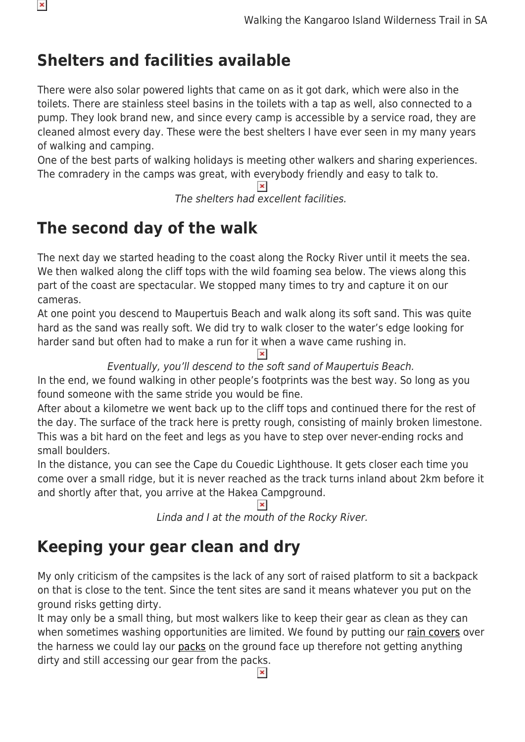## Shelters and facilities available

There were also solar powered lights that came on as it got dark, which were also in the toilets. There are stainless steel basins in the toilets with a tap as well, also connected to a pump. They look brand new, and since every camp is accessible by a service road, they are cleaned almost every day. These were the best shelters I have ever seen in my many years of walking and camping.

One of the best parts of walking holidays is meeting other walkers and sharing experiences. The comradery in the camps was great, with everybody friendly and easy to talk to.

*The shelters had excellent facilities.*

## The second day of the walk

The next day we started heading to the coast along the Rocky River until it meets the sea. We then walked along the cliff tops with the wild foaming sea below. The views along this part of the coast are spectacular. We stopped many times to try and capture it on our cameras.

At one point you descend to Maupertuis Beach and walk along its soft sand. This was quite hard as the sand was really soft. We did try to walk closer to the water's edge looking for harder sand but often had to make a run for it when a wave came rushing in.

*Eventually, you'll descend to the soft sand of Maupertuis Beach.*

In the end, we found walking in other people's footprints was the best way. So long as you found someone with the same stride you would be fine.

After about a kilometre we went back up to the cliff tops and continued there for the rest of the day. The surface of the track here is pretty rough, consisting of mainly broken limestone. This was a bit hard on the feet and legs as you have to step over never-ending rocks and small boulders.

In the distance, you can see the Cape du Couedic Lighthouse. It gets closer each time you come over a small ridge, but it is never reached as the track turns inland about 2km before it and shortly after that, you arrive at the Hakea Campground.

*Linda and I at the mouth of the Rocky River.*

## Keeping your gear clean and dry

My only criticism of the campsites is the lack of any sort of raised platform to sit a backpack on that is close to the tent. Since the tent sites are sand it means whatever you put on the ground risks getting dirty.

It may only be a small thing, but most walkers like to keep their gear as clean as they can when sometimes washing opportunities are limited. We found by putting our rain covers over the harness we could lay our packs on the ground face up therefore not getting anything dirty and still accessing our gear from the packs.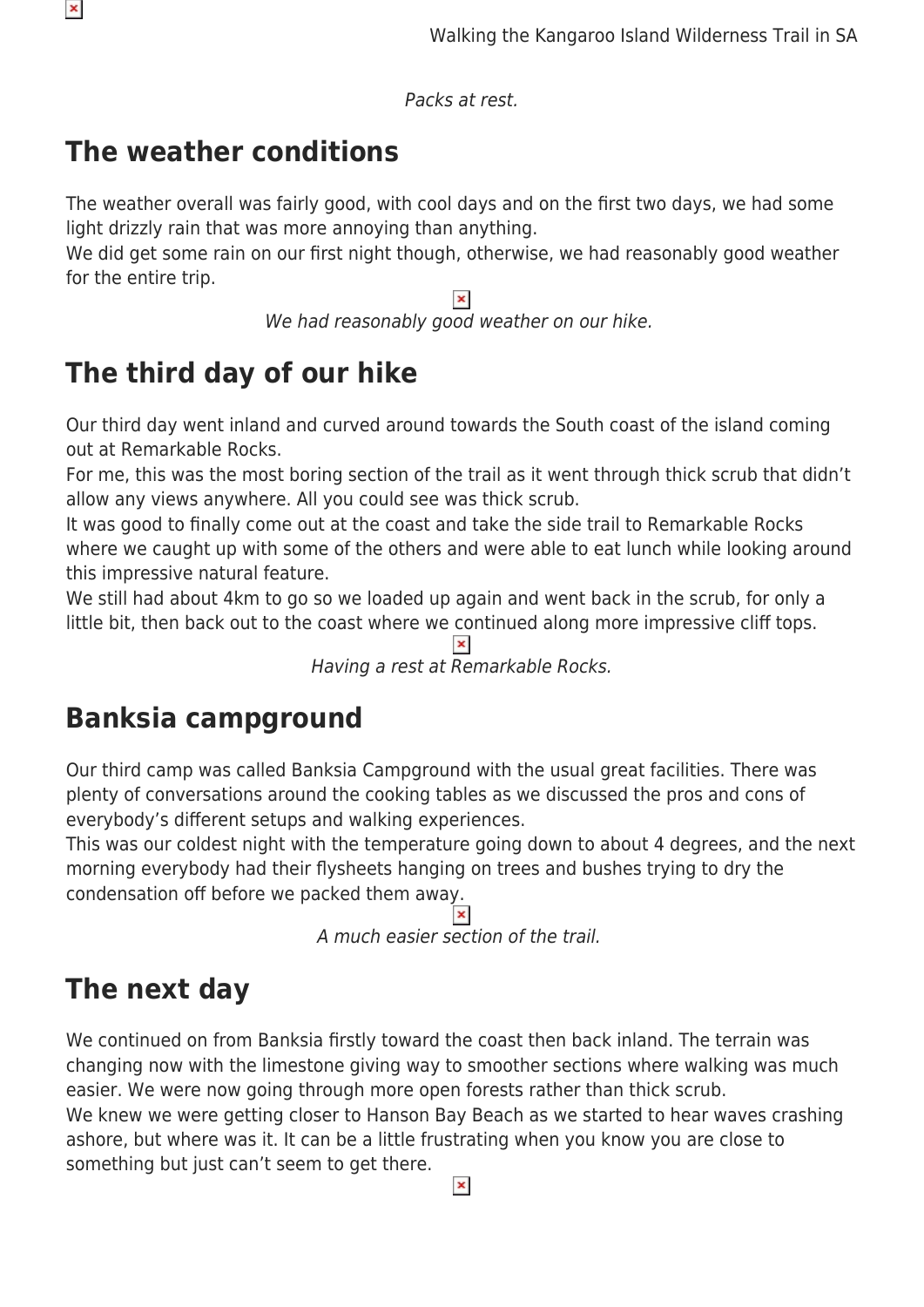*Packs at rest.*

## The weather conditions

The weather overall was fairly good, with cool days and on the first two days, we had some light drizzly rain that was more annoying than anything.
We did get some rain on our first night though, otherwise, we had reasonably good weather for the entire trip.

*We had reasonably good weather on our hike.*

## The third day of our hike

Our third day went inland and curved around towards the South coast of the island coming out at Remarkable Rocks.
For me, this was the most boring section of the trail as it went through thick scrub that didn't allow any views anywhere. All you could see was thick scrub.
It was good to finally come out at the coast and take the side trail to Remarkable Rocks where we caught up with some of the others and were able to eat lunch while looking around this impressive natural feature.
We still had about 4km to go so we loaded up again and went back in the scrub, for only a little bit, then back out to the coast where we continued along more impressive cliff tops.

*Having a rest at Remarkable Rocks.*

## Banksia campground

Our third camp was called Banksia Campground with the usual great facilities. There was plenty of conversations around the cooking tables as we discussed the pros and cons of everybody's different setups and walking experiences.
This was our coldest night with the temperature going down to about 4 degrees, and the next morning everybody had their flysheets hanging on trees and bushes trying to dry the condensation off before we packed them away.

*A much easier section of the trail.*

## The next day

We continued on from Banksia firstly toward the coast then back inland. The terrain was changing now with the limestone giving way to smoother sections where walking was much easier. We were now going through more open forests rather than thick scrub.
We knew we were getting closer to Hanson Bay Beach as we started to hear waves crashing ashore, but where was it. It can be a little frustrating when you know you are close to something but just can't seem to get there.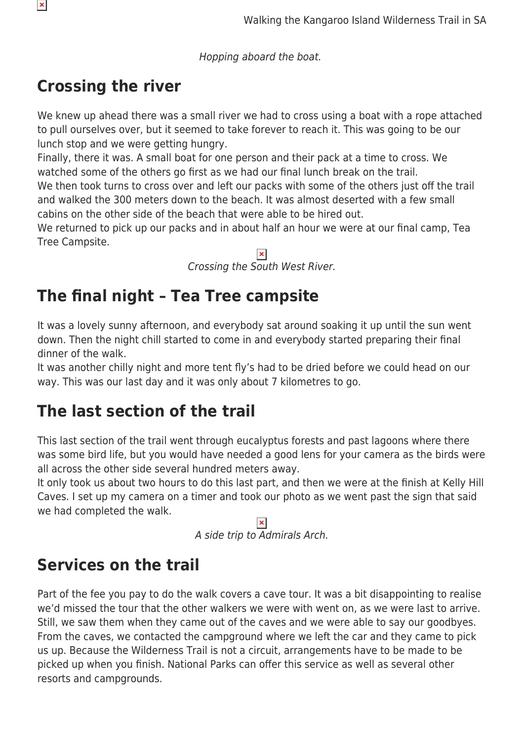*Hopping aboard the boat.*

## Crossing the river

We knew up ahead there was a small river we had to cross using a boat with a rope attached to pull ourselves over, but it seemed to take forever to reach it. This was going to be our lunch stop and we were getting hungry.
Finally, there it was. A small boat for one person and their pack at a time to cross. We watched some of the others go first as we had our final lunch break on the trail.
We then took turns to cross over and left our packs with some of the others just off the trail and walked the 300 meters down to the beach. It was almost deserted with a few small cabins on the other side of the beach that were able to be hired out.
We returned to pick up our packs and in about half an hour we were at our final camp, Tea Tree Campsite.

*Crossing the South West River.*

## The final night – Tea Tree campsite

It was a lovely sunny afternoon, and everybody sat around soaking it up until the sun went down. Then the night chill started to come in and everybody started preparing their final dinner of the walk.
It was another chilly night and more tent fly's had to be dried before we could head on our way. This was our last day and it was only about 7 kilometres to go.

## The last section of the trail

This last section of the trail went through eucalyptus forests and past lagoons where there was some bird life, but you would have needed a good lens for your camera as the birds were all across the other side several hundred meters away.
It only took us about two hours to do this last part, and then we were at the finish at Kelly Hill Caves. I set up my camera on a timer and took our photo as we went past the sign that said we had completed the walk.

*A side trip to Admirals Arch.*

## Services on the trail

Part of the fee you pay to do the walk covers a cave tour. It was a bit disappointing to realise we'd missed the tour that the other walkers we were with went on, as we were last to arrive. Still, we saw them when they came out of the caves and we were able to say our goodbyes.
From the caves, we contacted the campground where we left the car and they came to pick us up. Because the Wilderness Trail is not a circuit, arrangements have to be made to be picked up when you finish. National Parks can offer this service as well as several other resorts and campgrounds.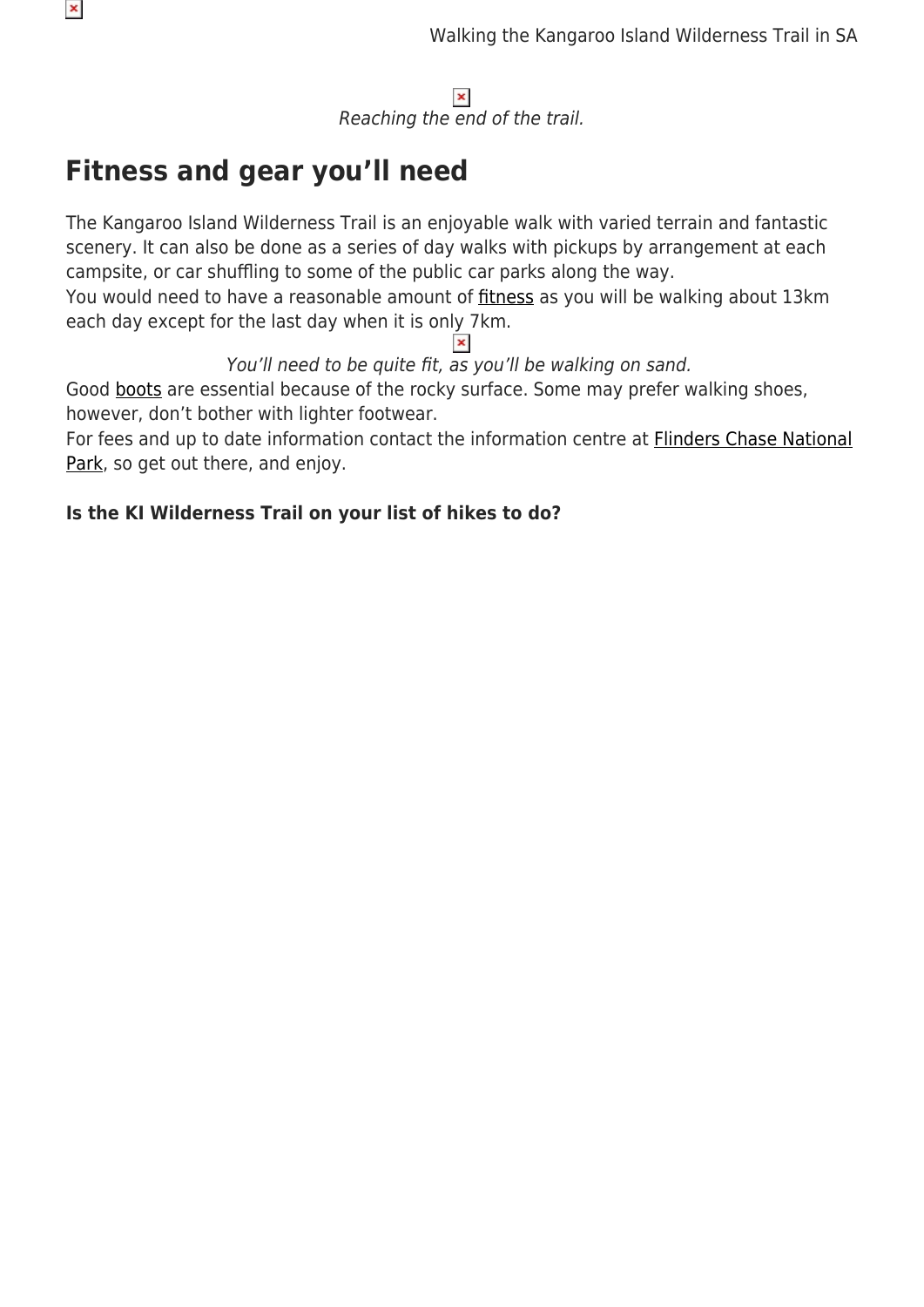*Reaching the end of the trail.*

## Fitness and gear you'll need

The Kangaroo Island Wilderness Trail is an enjoyable walk with varied terrain and fantastic scenery. It can also be done as a series of day walks with pickups by arrangement at each campsite, or car shuffling to some of the public car parks along the way.
You would need to have a reasonable amount of fitness as you will be walking about 13km each day except for the last day when it is only 7km.

*You'll need to be quite fit, as you'll be walking on sand.*

Good boots are essential because of the rocky surface. Some may prefer walking shoes, however, don't bother with lighter footwear.
For fees and up to date information contact the information centre at Flinders Chase National Park, so get out there, and enjoy.

**Is the KI Wilderness Trail on your list of hikes to do?**